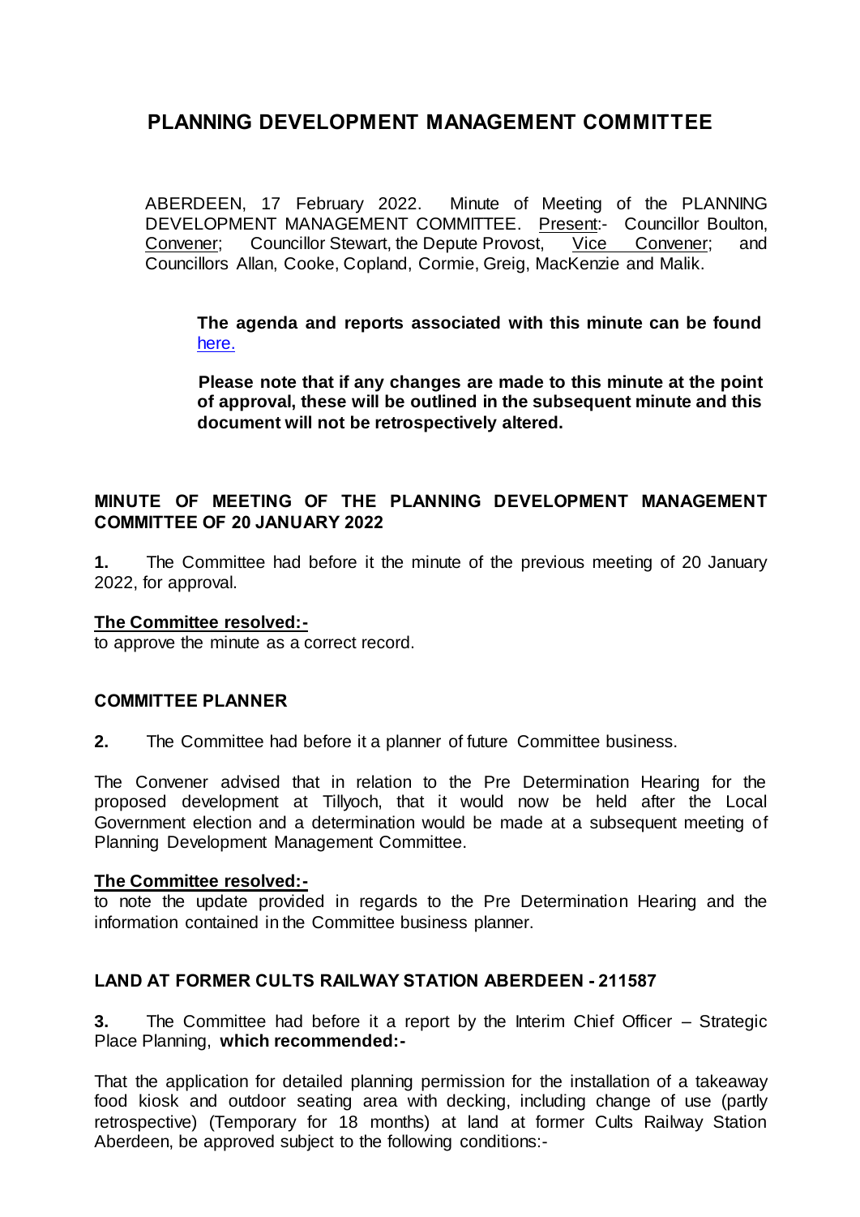# PLANNING DEVELOPMENT MANAGEMENT COMMITTEE

ABERDEEN, 17 February 2022. Minute of Meeting of the PLANNING DEVELOPMENT MANAGEMENT COMMITTEE. Present:- Councillor Boulton, Convener; Councillor Stewart, the Depute Provost, Vice Convener; and Councillors Allan, Cooke, Copland, Cormie, Greig, MacKenzie and Malik.

**The agenda and reports associated with this minute can be found here.**

**Please note that if any changes are made to this minute at the point of approval, these will be outlined in the subsequent minute and this document will not be retrospectively altered.**

## MINUTE OF MEETING OF THE PLANNING DEVELOPMENT MANAGEMENT COMMITTEE OF 20 JANUARY 2022

**1.** The Committee had before it the minute of the previous meeting of 20 January 2022, for approval.

**The Committee resolved:-**
to approve the minute as a correct record.

## COMMITTEE PLANNER

**2.** The Committee had before it a planner of future Committee business.

The Convener advised that in relation to the Pre Determination Hearing for the proposed development at Tillyoch, that it would now be held after the Local Government election and a determination would be made at a subsequent meeting of Planning Development Management Committee.

**The Committee resolved:-**
to note the update provided in regards to the Pre Determination Hearing and the information contained in the Committee business planner.

## LAND AT FORMER CULTS RAILWAY STATION ABERDEEN - 211587

**3.** The Committee had before it a report by the Interim Chief Officer – Strategic Place Planning, **which recommended:-**

That the application for detailed planning permission for the installation of a takeaway food kiosk and outdoor seating area with decking, including change of use (partly retrospective) (Temporary for 18 months) at land at former Cults Railway Station Aberdeen, be approved subject to the following conditions:-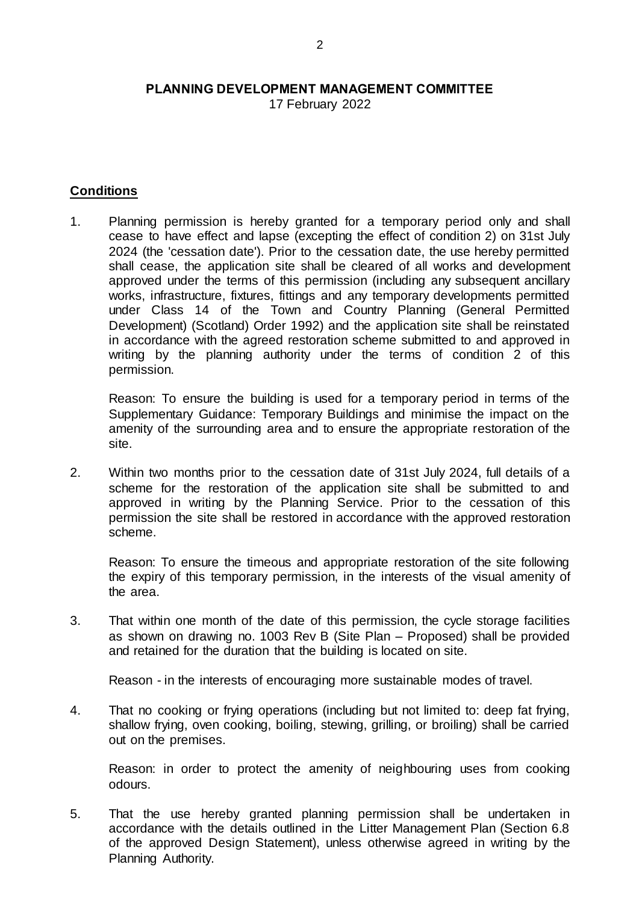**PLANNING DEVELOPMENT MANAGEMENT COMMITTEE**

17 February 2022

**Conditions**

1. Planning permission is hereby granted for a temporary period only and shall cease to have effect and lapse (excepting the effect of condition 2) on 31st July 2024 (the 'cessation date'). Prior to the cessation date, the use hereby permitted shall cease, the application site shall be cleared of all works and development approved under the terms of this permission (including any subsequent ancillary works, infrastructure, fixtures, fittings and any temporary developments permitted under Class 14 of the Town and Country Planning (General Permitted Development) (Scotland) Order 1992) and the application site shall be reinstated in accordance with the agreed restoration scheme submitted to and approved in writing by the planning authority under the terms of condition 2 of this permission.

   Reason: To ensure the building is used for a temporary period in terms of the Supplementary Guidance: Temporary Buildings and minimise the impact on the amenity of the surrounding area and to ensure the appropriate restoration of the site.

2. Within two months prior to the cessation date of 31st July 2024, full details of a scheme for the restoration of the application site shall be submitted to and approved in writing by the Planning Service. Prior to the cessation of this permission the site shall be restored in accordance with the approved restoration scheme.

   Reason: To ensure the timeous and appropriate restoration of the site following the expiry of this temporary permission, in the interests of the visual amenity of the area.

3. That within one month of the date of this permission, the cycle storage facilities as shown on drawing no. 1003 Rev B (Site Plan – Proposed) shall be provided and retained for the duration that the building is located on site.

   Reason - in the interests of encouraging more sustainable modes of travel.

4. That no cooking or frying operations (including but not limited to: deep fat frying, shallow frying, oven cooking, boiling, stewing, grilling, or broiling) shall be carried out on the premises.

   Reason: in order to protect the amenity of neighbouring uses from cooking odours.

5. That the use hereby granted planning permission shall be undertaken in accordance with the details outlined in the Litter Management Plan (Section 6.8 of the approved Design Statement), unless otherwise agreed in writing by the Planning Authority.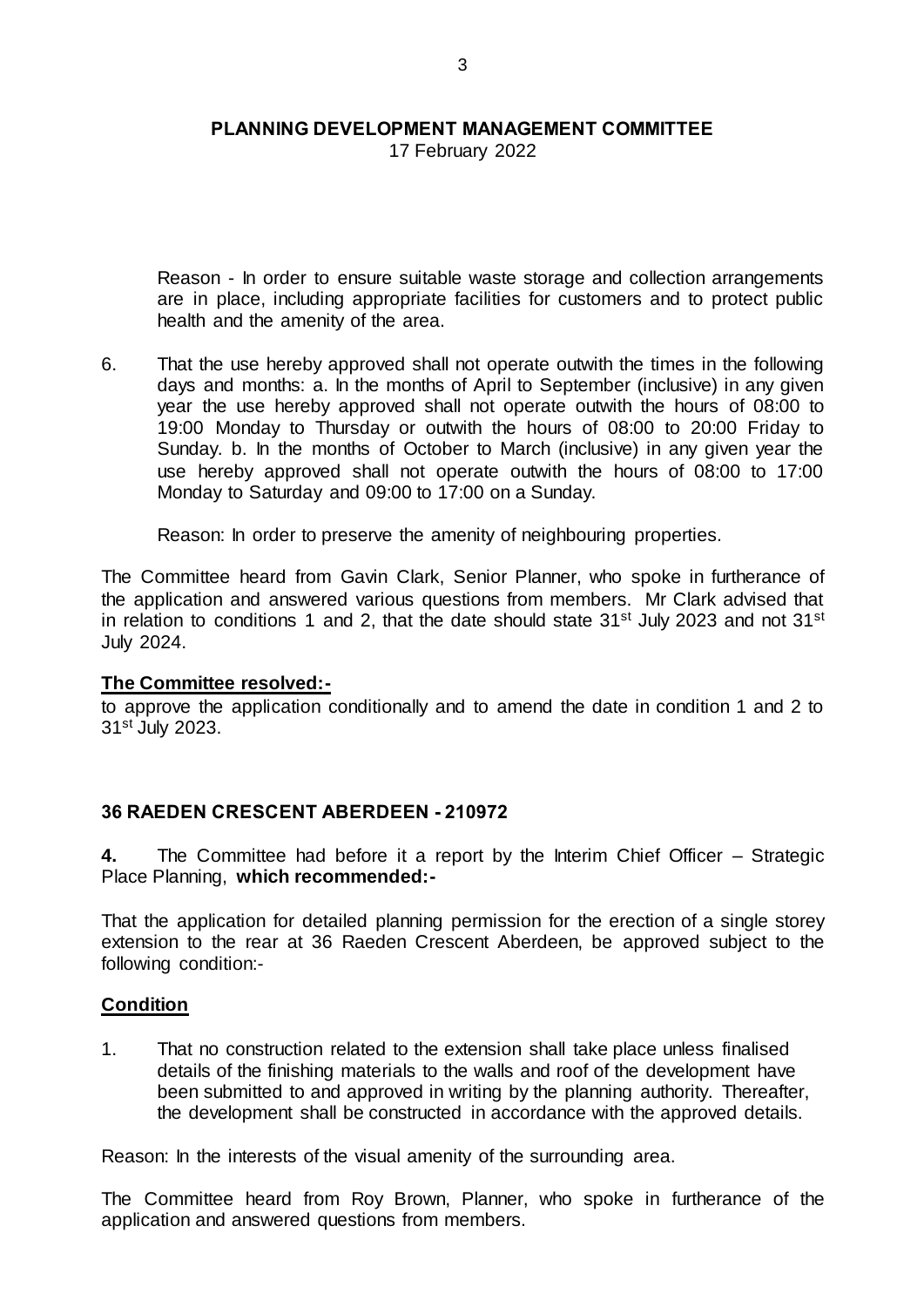Reason - In order to ensure suitable waste storage and collection arrangements are in place, including appropriate facilities for customers and to protect public health and the amenity of the area.

6. That the use hereby approved shall not operate outwith the times in the following days and months: a. In the months of April to September (inclusive) in any given year the use hereby approved shall not operate outwith the hours of 08:00 to 19:00 Monday to Thursday or outwith the hours of 08:00 to 20:00 Friday to Sunday. b. In the months of October to March (inclusive) in any given year the use hereby approved shall not operate outwith the hours of 08:00 to 17:00 Monday to Saturday and 09:00 to 17:00 on a Sunday.

   Reason: In order to preserve the amenity of neighbouring properties.

The Committee heard from Gavin Clark, Senior Planner, who spoke in furtherance of the application and answered various questions from members. Mr Clark advised that in relation to conditions 1 and 2, that the date should state 31st July 2023 and not 31st July 2024.

**The Committee resolved:-**

to approve the application conditionally and to amend the date in condition 1 and 2 to 31st July 2023.

## 36 RAEDEN CRESCENT ABERDEEN - 210972

**4.** The Committee had before it a report by the Interim Chief Officer – Strategic Place Planning, **which recommended:-**

That the application for detailed planning permission for the erection of a single storey extension to the rear at 36 Raeden Crescent Aberdeen, be approved subject to the following condition:-

**Condition**

1. That no construction related to the extension shall take place unless finalised details of the finishing materials to the walls and roof of the development have been submitted to and approved in writing by the planning authority. Thereafter, the development shall be constructed in accordance with the approved details.

Reason: In the interests of the visual amenity of the surrounding area.

The Committee heard from Roy Brown, Planner, who spoke in furtherance of the application and answered questions from members.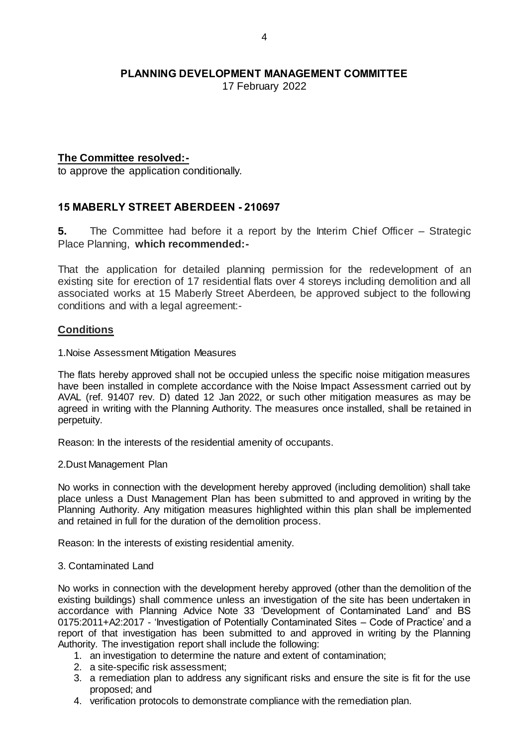**PLANNING DEVELOPMENT MANAGEMENT COMMITTEE**

17 February 2022

**The Committee resolved:-**

to approve the application conditionally.

## 15 MABERLY STREET ABERDEEN - 210697

**5.** The Committee had before it a report by the Interim Chief Officer – Strategic Place Planning, **which recommended:-**

That the application for detailed planning permission for the redevelopment of an existing site for erection of 17 residential flats over 4 storeys including demolition and all associated works at 15 Maberly Street Aberdeen, be approved subject to the following conditions and with a legal agreement:-

**Conditions**

1.Noise Assessment Mitigation Measures

The flats hereby approved shall not be occupied unless the specific noise mitigation measures have been installed in complete accordance with the Noise Impact Assessment carried out by AVAL (ref. 91407 rev. D) dated 12 Jan 2022, or such other mitigation measures as may be agreed in writing with the Planning Authority. The measures once installed, shall be retained in perpetuity.

Reason: In the interests of the residential amenity of occupants.

2.Dust Management Plan

No works in connection with the development hereby approved (including demolition) shall take place unless a Dust Management Plan has been submitted to and approved in writing by the Planning Authority. Any mitigation measures highlighted within this plan shall be implemented and retained in full for the duration of the demolition process.

Reason: In the interests of existing residential amenity.

3. Contaminated Land

No works in connection with the development hereby approved (other than the demolition of the existing buildings) shall commence unless an investigation of the site has been undertaken in accordance with Planning Advice Note 33 'Development of Contaminated Land' and BS 0175:2011+A2:2017 - 'Investigation of Potentially Contaminated Sites – Code of Practice' and a report of that investigation has been submitted to and approved in writing by the Planning Authority. The investigation report shall include the following:

1. an investigation to determine the nature and extent of contamination;
2. a site-specific risk assessment;
3. a remediation plan to address any significant risks and ensure the site is fit for the use proposed; and
4. verification protocols to demonstrate compliance with the remediation plan.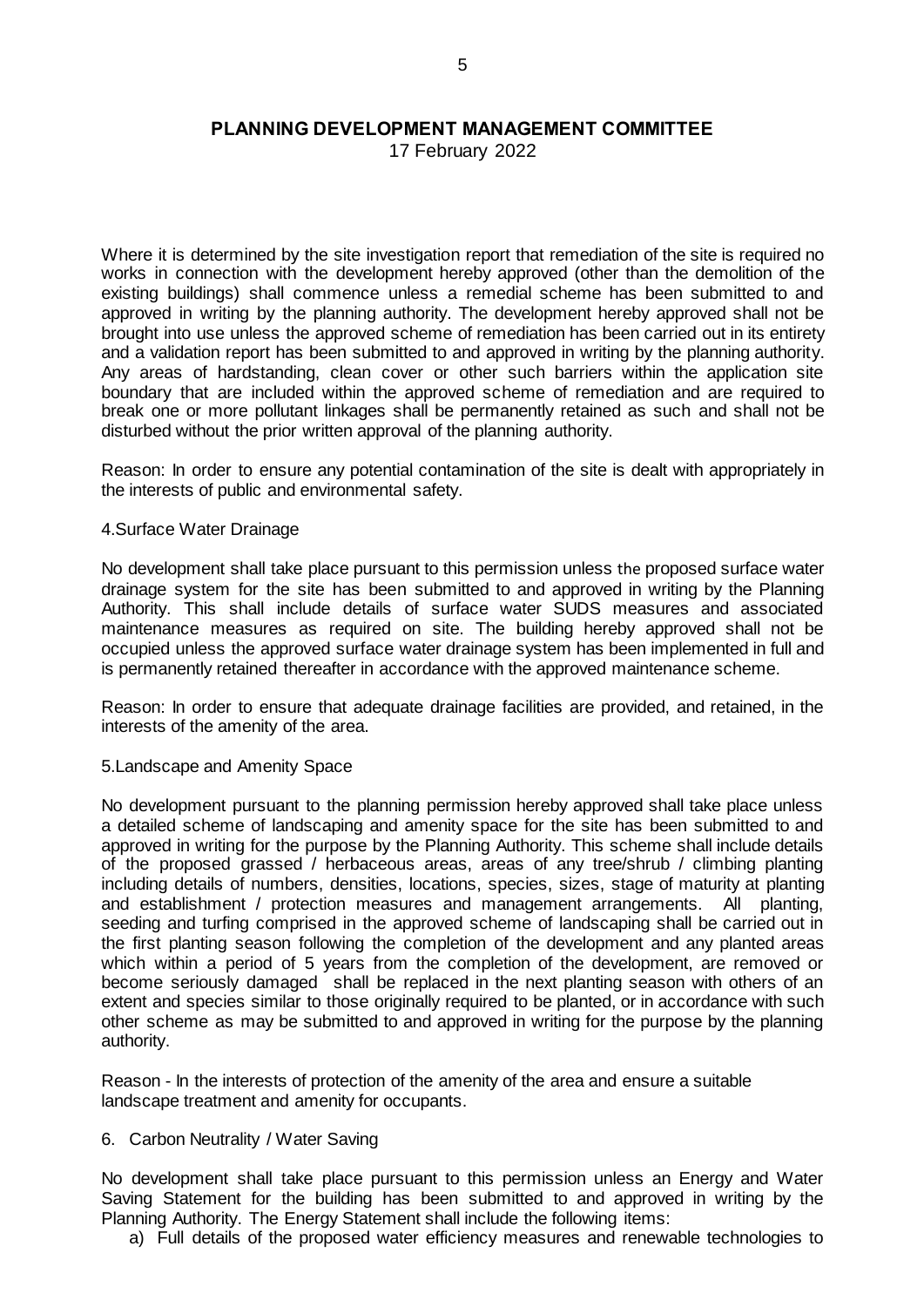**PLANNING DEVELOPMENT MANAGEMENT COMMITTEE**
17 February 2022

Where it is determined by the site investigation report that remediation of the site is required no works in connection with the development hereby approved (other than the demolition of the existing buildings) shall commence unless a remedial scheme has been submitted to and approved in writing by the planning authority. The development hereby approved shall not be brought into use unless the approved scheme of remediation has been carried out in its entirety and a validation report has been submitted to and approved in writing by the planning authority. Any areas of hardstanding, clean cover or other such barriers within the application site boundary that are included within the approved scheme of remediation and are required to break one or more pollutant linkages shall be permanently retained as such and shall not be disturbed without the prior written approval of the planning authority.

Reason: In order to ensure any potential contamination of the site is dealt with appropriately in the interests of public and environmental safety.

4.Surface Water Drainage

No development shall take place pursuant to this permission unless the proposed surface water drainage system for the site has been submitted to and approved in writing by the Planning Authority. This shall include details of surface water SUDS measures and associated maintenance measures as required on site. The building hereby approved shall not be occupied unless the approved surface water drainage system has been implemented in full and is permanently retained thereafter in accordance with the approved maintenance scheme.

Reason: In order to ensure that adequate drainage facilities are provided, and retained, in the interests of the amenity of the area.

5.Landscape and Amenity Space

No development pursuant to the planning permission hereby approved shall take place unless a detailed scheme of landscaping and amenity space for the site has been submitted to and approved in writing for the purpose by the Planning Authority. This scheme shall include details of the proposed grassed / herbaceous areas, areas of any tree/shrub / climbing planting including details of numbers, densities, locations, species, sizes, stage of maturity at planting and establishment / protection measures and management arrangements. All planting, seeding and turfing comprised in the approved scheme of landscaping shall be carried out in the first planting season following the completion of the development and any planted areas which within a period of 5 years from the completion of the development, are removed or become seriously damaged shall be replaced in the next planting season with others of an extent and species similar to those originally required to be planted, or in accordance with such other scheme as may be submitted to and approved in writing for the purpose by the planning authority.

Reason - In the interests of protection of the amenity of the area and ensure a suitable landscape treatment and amenity for occupants.

6. Carbon Neutrality / Water Saving

No development shall take place pursuant to this permission unless an Energy and Water Saving Statement for the building has been submitted to and approved in writing by the Planning Authority. The Energy Statement shall include the following items:

a) Full details of the proposed water efficiency measures and renewable technologies to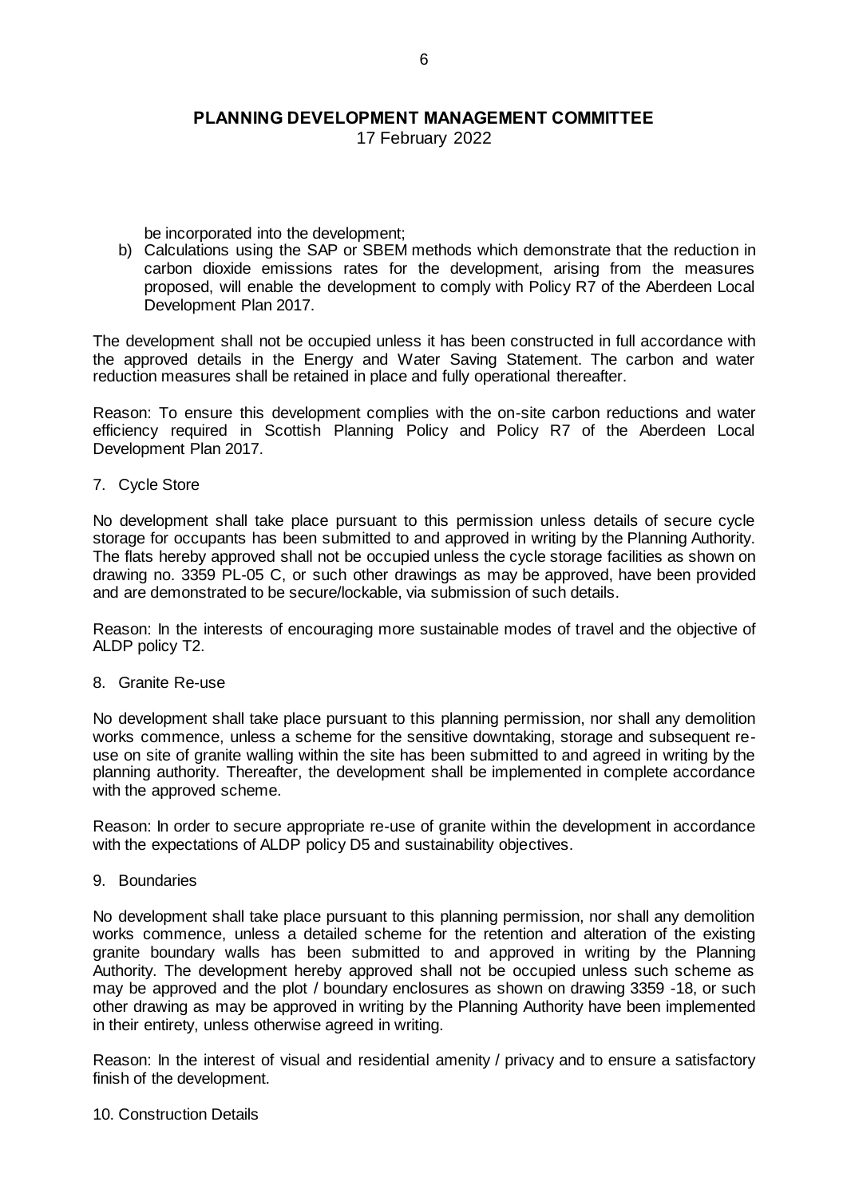be incorporated into the development;

b) Calculations using the SAP or SBEM methods which demonstrate that the reduction in carbon dioxide emissions rates for the development, arising from the measures proposed, will enable the development to comply with Policy R7 of the Aberdeen Local Development Plan 2017.

The development shall not be occupied unless it has been constructed in full accordance with the approved details in the Energy and Water Saving Statement. The carbon and water reduction measures shall be retained in place and fully operational thereafter.

Reason: To ensure this development complies with the on-site carbon reductions and water efficiency required in Scottish Planning Policy and Policy R7 of the Aberdeen Local Development Plan 2017.

7. Cycle Store

No development shall take place pursuant to this permission unless details of secure cycle storage for occupants has been submitted to and approved in writing by the Planning Authority. The flats hereby approved shall not be occupied unless the cycle storage facilities as shown on drawing no. 3359 PL-05 C, or such other drawings as may be approved, have been provided and are demonstrated to be secure/lockable, via submission of such details.

Reason: In the interests of encouraging more sustainable modes of travel and the objective of ALDP policy T2.

8. Granite Re-use

No development shall take place pursuant to this planning permission, nor shall any demolition works commence, unless a scheme for the sensitive downtaking, storage and subsequent re-use on site of granite walling within the site has been submitted to and agreed in writing by the planning authority. Thereafter, the development shall be implemented in complete accordance with the approved scheme.

Reason: In order to secure appropriate re-use of granite within the development in accordance with the expectations of ALDP policy D5 and sustainability objectives.

9. Boundaries

No development shall take place pursuant to this planning permission, nor shall any demolition works commence, unless a detailed scheme for the retention and alteration of the existing granite boundary walls has been submitted to and approved in writing by the Planning Authority. The development hereby approved shall not be occupied unless such scheme as may be approved and the plot / boundary enclosures as shown on drawing 3359 -18, or such other drawing as may be approved in writing by the Planning Authority have been implemented in their entirety, unless otherwise agreed in writing.

Reason: In the interest of visual and residential amenity / privacy and to ensure a satisfactory finish of the development.

10. Construction Details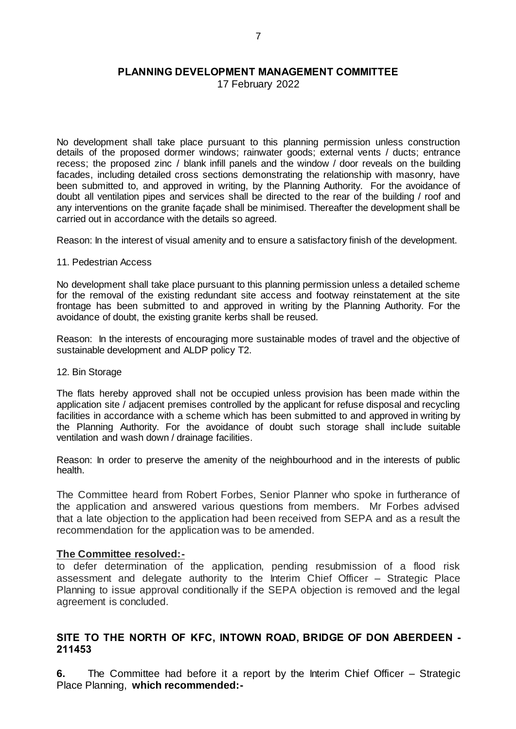No development shall take place pursuant to this planning permission unless construction details of the proposed dormer windows; rainwater goods; external vents / ducts; entrance recess; the proposed zinc / blank infill panels and the window / door reveals on the building facades, including detailed cross sections demonstrating the relationship with masonry, have been submitted to, and approved in writing, by the Planning Authority. For the avoidance of doubt all ventilation pipes and services shall be directed to the rear of the building / roof and any interventions on the granite façade shall be minimised. Thereafter the development shall be carried out in accordance with the details so agreed.

Reason: In the interest of visual amenity and to ensure a satisfactory finish of the development.

11. Pedestrian Access

No development shall take place pursuant to this planning permission unless a detailed scheme for the removal of the existing redundant site access and footway reinstatement at the site frontage has been submitted to and approved in writing by the Planning Authority. For the avoidance of doubt, the existing granite kerbs shall be reused.

Reason: In the interests of encouraging more sustainable modes of travel and the objective of sustainable development and ALDP policy T2.

12. Bin Storage

The flats hereby approved shall not be occupied unless provision has been made within the application site / adjacent premises controlled by the applicant for refuse disposal and recycling facilities in accordance with a scheme which has been submitted to and approved in writing by the Planning Authority. For the avoidance of doubt such storage shall include suitable ventilation and wash down / drainage facilities.

Reason: In order to preserve the amenity of the neighbourhood and in the interests of public health.

The Committee heard from Robert Forbes, Senior Planner who spoke in furtherance of the application and answered various questions from members. Mr Forbes advised that a late objection to the application had been received from SEPA and as a result the recommendation for the application was to be amended.

**The Committee resolved:-**
to defer determination of the application, pending resubmission of a flood risk assessment and delegate authority to the Interim Chief Officer – Strategic Place Planning to issue approval conditionally if the SEPA objection is removed and the legal agreement is concluded.

## SITE TO THE NORTH OF KFC, INTOWN ROAD, BRIDGE OF DON ABERDEEN - 211453

**6.** The Committee had before it a report by the Interim Chief Officer – Strategic Place Planning, **which recommended:-**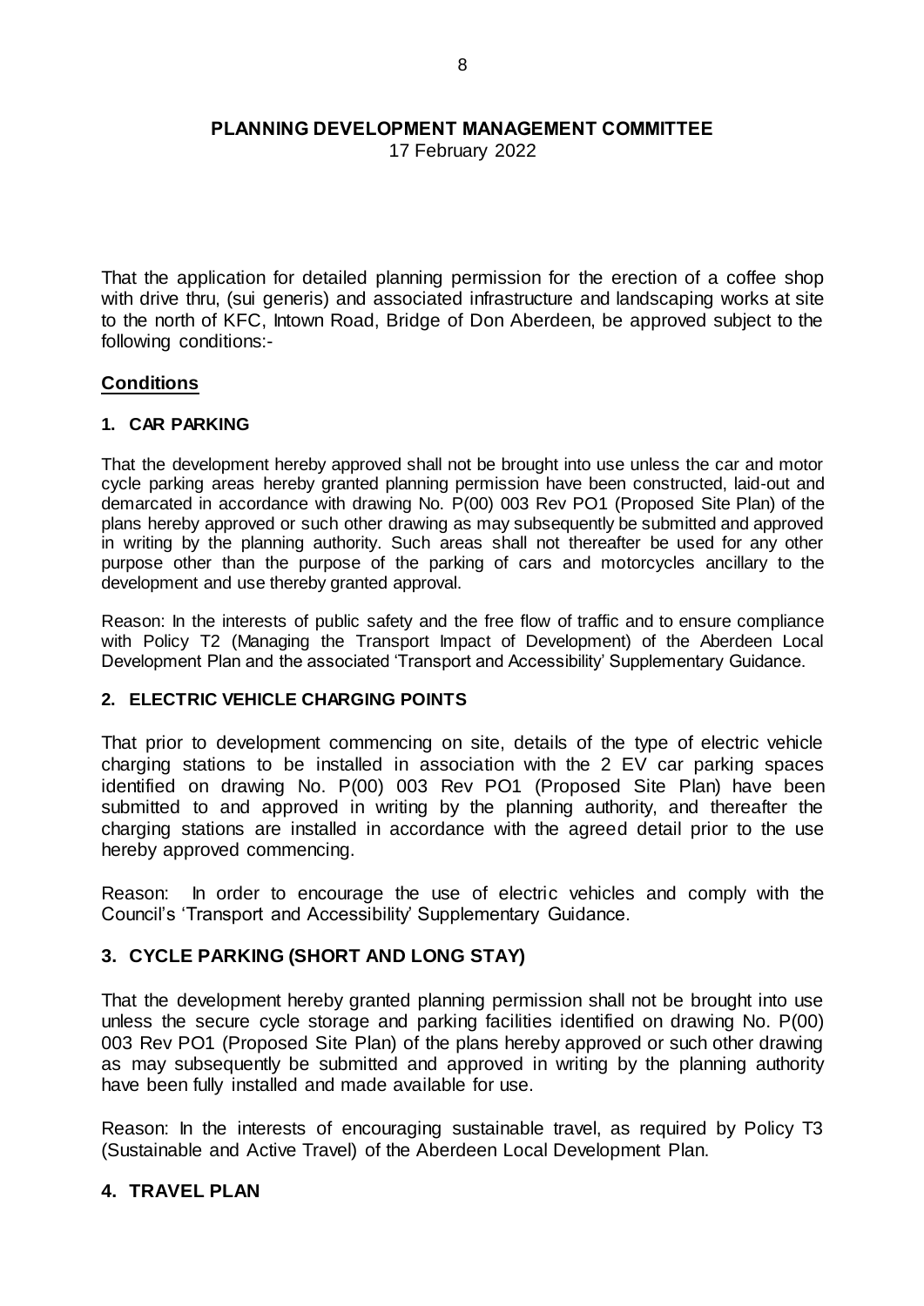**PLANNING DEVELOPMENT MANAGEMENT COMMITTEE**
17 February 2022

That the application for detailed planning permission for the erection of a coffee shop with drive thru, (sui generis) and associated infrastructure and landscaping works at site to the north of KFC, Intown Road, Bridge of Don Aberdeen, be approved subject to the following conditions:-

## Conditions

### 1. CAR PARKING

That the development hereby approved shall not be brought into use unless the car and motor cycle parking areas hereby granted planning permission have been constructed, laid-out and demarcated in accordance with drawing No. P(00) 003 Rev PO1 (Proposed Site Plan) of the plans hereby approved or such other drawing as may subsequently be submitted and approved in writing by the planning authority. Such areas shall not thereafter be used for any other purpose other than the purpose of the parking of cars and motorcycles ancillary to the development and use thereby granted approval.

Reason: In the interests of public safety and the free flow of traffic and to ensure compliance with Policy T2 (Managing the Transport Impact of Development) of the Aberdeen Local Development Plan and the associated 'Transport and Accessibility' Supplementary Guidance.

### 2. ELECTRIC VEHICLE CHARGING POINTS

That prior to development commencing on site, details of the type of electric vehicle charging stations to be installed in association with the 2 EV car parking spaces identified on drawing No. P(00) 003 Rev PO1 (Proposed Site Plan) have been submitted to and approved in writing by the planning authority, and thereafter the charging stations are installed in accordance with the agreed detail prior to the use hereby approved commencing.

Reason: In order to encourage the use of electric vehicles and comply with the Council's 'Transport and Accessibility' Supplementary Guidance.

### 3. CYCLE PARKING (SHORT AND LONG STAY)

That the development hereby granted planning permission shall not be brought into use unless the secure cycle storage and parking facilities identified on drawing No. P(00) 003 Rev PO1 (Proposed Site Plan) of the plans hereby approved or such other drawing as may subsequently be submitted and approved in writing by the planning authority have been fully installed and made available for use.

Reason: In the interests of encouraging sustainable travel, as required by Policy T3 (Sustainable and Active Travel) of the Aberdeen Local Development Plan.

### 4. TRAVEL PLAN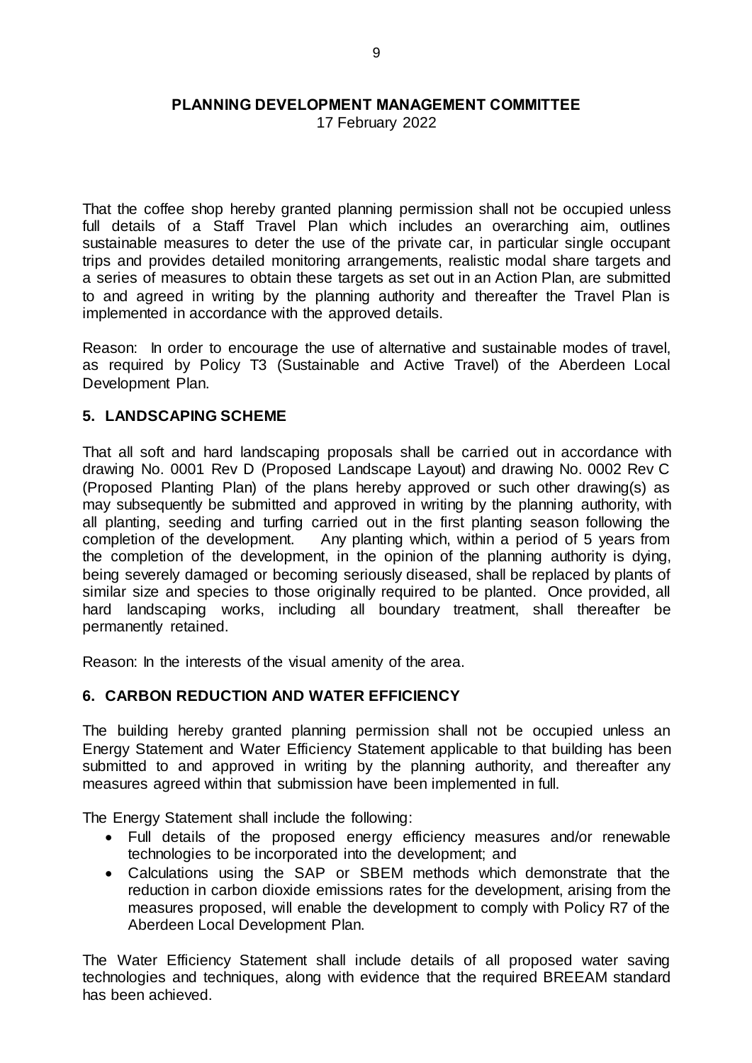That the coffee shop hereby granted planning permission shall not be occupied unless full details of a Staff Travel Plan which includes an overarching aim, outlines sustainable measures to deter the use of the private car, in particular single occupant trips and provides detailed monitoring arrangements, realistic modal share targets and a series of measures to obtain these targets as set out in an Action Plan, are submitted to and agreed in writing by the planning authority and thereafter the Travel Plan is implemented in accordance with the approved details.

Reason: In order to encourage the use of alternative and sustainable modes of travel, as required by Policy T3 (Sustainable and Active Travel) of the Aberdeen Local Development Plan.

**5. LANDSCAPING SCHEME**

That all soft and hard landscaping proposals shall be carried out in accordance with drawing No. 0001 Rev D (Proposed Landscape Layout) and drawing No. 0002 Rev C (Proposed Planting Plan) of the plans hereby approved or such other drawing(s) as may subsequently be submitted and approved in writing by the planning authority, with all planting, seeding and turfing carried out in the first planting season following the completion of the development. Any planting which, within a period of 5 years from the completion of the development, in the opinion of the planning authority is dying, being severely damaged or becoming seriously diseased, shall be replaced by plants of similar size and species to those originally required to be planted. Once provided, all hard landscaping works, including all boundary treatment, shall thereafter be permanently retained.

Reason: In the interests of the visual amenity of the area.

**6. CARBON REDUCTION AND WATER EFFICIENCY**

The building hereby granted planning permission shall not be occupied unless an Energy Statement and Water Efficiency Statement applicable to that building has been submitted to and approved in writing by the planning authority, and thereafter any measures agreed within that submission have been implemented in full.

The Energy Statement shall include the following:

- Full details of the proposed energy efficiency measures and/or renewable technologies to be incorporated into the development; and
- Calculations using the SAP or SBEM methods which demonstrate that the reduction in carbon dioxide emissions rates for the development, arising from the measures proposed, will enable the development to comply with Policy R7 of the Aberdeen Local Development Plan.

The Water Efficiency Statement shall include details of all proposed water saving technologies and techniques, along with evidence that the required BREEAM standard has been achieved.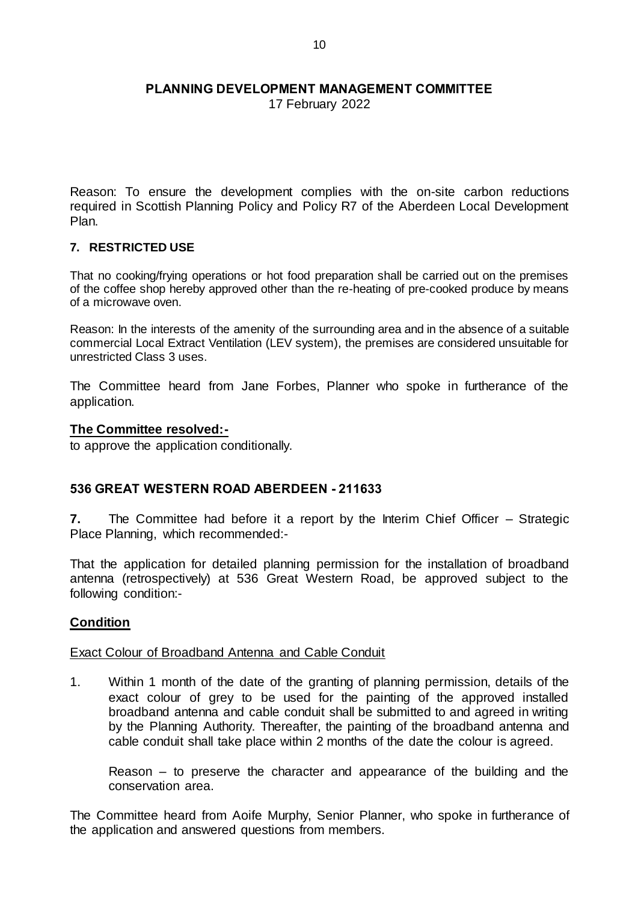Reason: To ensure the development complies with the on-site carbon reductions required in Scottish Planning Policy and Policy R7 of the Aberdeen Local Development Plan.

**7. RESTRICTED USE**

That no cooking/frying operations or hot food preparation shall be carried out on the premises of the coffee shop hereby approved other than the re-heating of pre-cooked produce by means of a microwave oven.

Reason: In the interests of the amenity of the surrounding area and in the absence of a suitable commercial Local Extract Ventilation (LEV system), the premises are considered unsuitable for unrestricted Class 3 uses.

The Committee heard from Jane Forbes, Planner who spoke in furtherance of the application.

**The Committee resolved:-**
to approve the application conditionally.

## 536 GREAT WESTERN ROAD ABERDEEN - 211633

**7.** The Committee had before it a report by the Interim Chief Officer – Strategic Place Planning, which recommended:-

That the application for detailed planning permission for the installation of broadband antenna (retrospectively) at 536 Great Western Road, be approved subject to the following condition:-

**Condition**

Exact Colour of Broadband Antenna and Cable Conduit

1. Within 1 month of the date of the granting of planning permission, details of the exact colour of grey to be used for the painting of the approved installed broadband antenna and cable conduit shall be submitted to and agreed in writing by the Planning Authority. Thereafter, the painting of the broadband antenna and cable conduit shall take place within 2 months of the date the colour is agreed.

   Reason – to preserve the character and appearance of the building and the conservation area.

The Committee heard from Aoife Murphy, Senior Planner, who spoke in furtherance of the application and answered questions from members.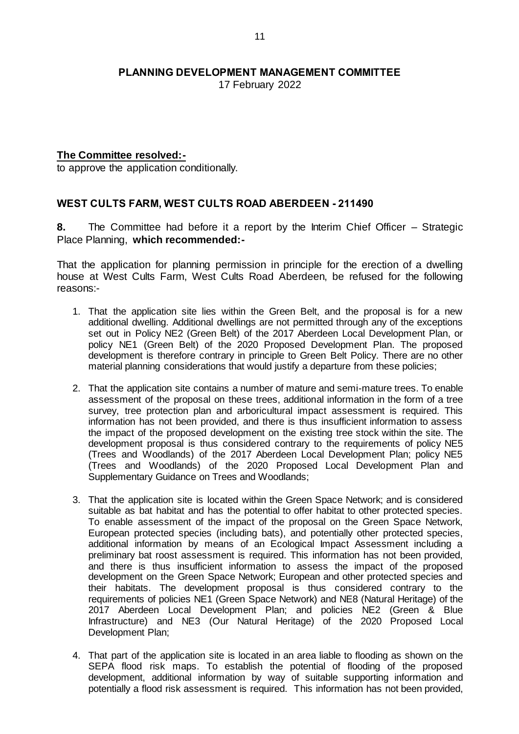**PLANNING DEVELOPMENT MANAGEMENT COMMITTEE**
17 February 2022

**The Committee resolved:-**
to approve the application conditionally.

## WEST CULTS FARM, WEST CULTS ROAD ABERDEEN - 211490

**8.** The Committee had before it a report by the Interim Chief Officer – Strategic Place Planning, **which recommended:-**

That the application for planning permission in principle for the erection of a dwelling house at West Cults Farm, West Cults Road Aberdeen, be refused for the following reasons:-

1. That the application site lies within the Green Belt, and the proposal is for a new additional dwelling. Additional dwellings are not permitted through any of the exceptions set out in Policy NE2 (Green Belt) of the 2017 Aberdeen Local Development Plan, or policy NE1 (Green Belt) of the 2020 Proposed Development Plan. The proposed development is therefore contrary in principle to Green Belt Policy. There are no other material planning considerations that would justify a departure from these policies;

2. That the application site contains a number of mature and semi-mature trees. To enable assessment of the proposal on these trees, additional information in the form of a tree survey, tree protection plan and arboricultural impact assessment is required. This information has not been provided, and there is thus insufficient information to assess the impact of the proposed development on the existing tree stock within the site. The development proposal is thus considered contrary to the requirements of policy NE5 (Trees and Woodlands) of the 2017 Aberdeen Local Development Plan; policy NE5 (Trees and Woodlands) of the 2020 Proposed Local Development Plan and Supplementary Guidance on Trees and Woodlands;

3. That the application site is located within the Green Space Network; and is considered suitable as bat habitat and has the potential to offer habitat to other protected species. To enable assessment of the impact of the proposal on the Green Space Network, European protected species (including bats), and potentially other protected species, additional information by means of an Ecological Impact Assessment including a preliminary bat roost assessment is required. This information has not been provided, and there is thus insufficient information to assess the impact of the proposed development on the Green Space Network; European and other protected species and their habitats. The development proposal is thus considered contrary to the requirements of policies NE1 (Green Space Network) and NE8 (Natural Heritage) of the 2017 Aberdeen Local Development Plan; and policies NE2 (Green & Blue Infrastructure) and NE3 (Our Natural Heritage) of the 2020 Proposed Local Development Plan;

4. That part of the application site is located in an area liable to flooding as shown on the SEPA flood risk maps. To establish the potential of flooding of the proposed development, additional information by way of suitable supporting information and potentially a flood risk assessment is required. This information has not been provided,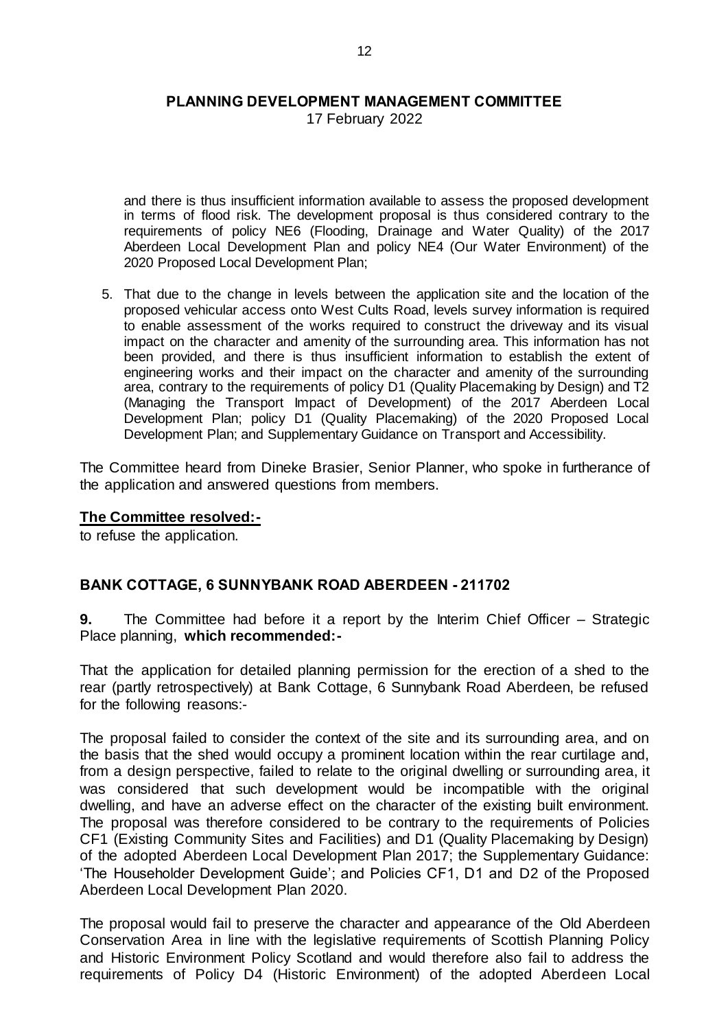and there is thus insufficient information available to assess the proposed development in terms of flood risk. The development proposal is thus considered contrary to the requirements of policy NE6 (Flooding, Drainage and Water Quality) of the 2017 Aberdeen Local Development Plan and policy NE4 (Our Water Environment) of the 2020 Proposed Local Development Plan;

5. That due to the change in levels between the application site and the location of the proposed vehicular access onto West Cults Road, levels survey information is required to enable assessment of the works required to construct the driveway and its visual impact on the character and amenity of the surrounding area. This information has not been provided, and there is thus insufficient information to establish the extent of engineering works and their impact on the character and amenity of the surrounding area, contrary to the requirements of policy D1 (Quality Placemaking by Design) and T2 (Managing the Transport Impact of Development) of the 2017 Aberdeen Local Development Plan; policy D1 (Quality Placemaking) of the 2020 Proposed Local Development Plan; and Supplementary Guidance on Transport and Accessibility.

The Committee heard from Dineke Brasier, Senior Planner, who spoke in furtherance of the application and answered questions from members.

**The Committee resolved:-**

to refuse the application.

## BANK COTTAGE, 6 SUNNYBANK ROAD ABERDEEN - 211702

**9.** The Committee had before it a report by the Interim Chief Officer – Strategic Place planning, **which recommended:-**

That the application for detailed planning permission for the erection of a shed to the rear (partly retrospectively) at Bank Cottage, 6 Sunnybank Road Aberdeen, be refused for the following reasons:-

The proposal failed to consider the context of the site and its surrounding area, and on the basis that the shed would occupy a prominent location within the rear curtilage and, from a design perspective, failed to relate to the original dwelling or surrounding area, it was considered that such development would be incompatible with the original dwelling, and have an adverse effect on the character of the existing built environment. The proposal was therefore considered to be contrary to the requirements of Policies CF1 (Existing Community Sites and Facilities) and D1 (Quality Placemaking by Design) of the adopted Aberdeen Local Development Plan 2017; the Supplementary Guidance: 'The Householder Development Guide'; and Policies CF1, D1 and D2 of the Proposed Aberdeen Local Development Plan 2020.

The proposal would fail to preserve the character and appearance of the Old Aberdeen Conservation Area in line with the legislative requirements of Scottish Planning Policy and Historic Environment Policy Scotland and would therefore also fail to address the requirements of Policy D4 (Historic Environment) of the adopted Aberdeen Local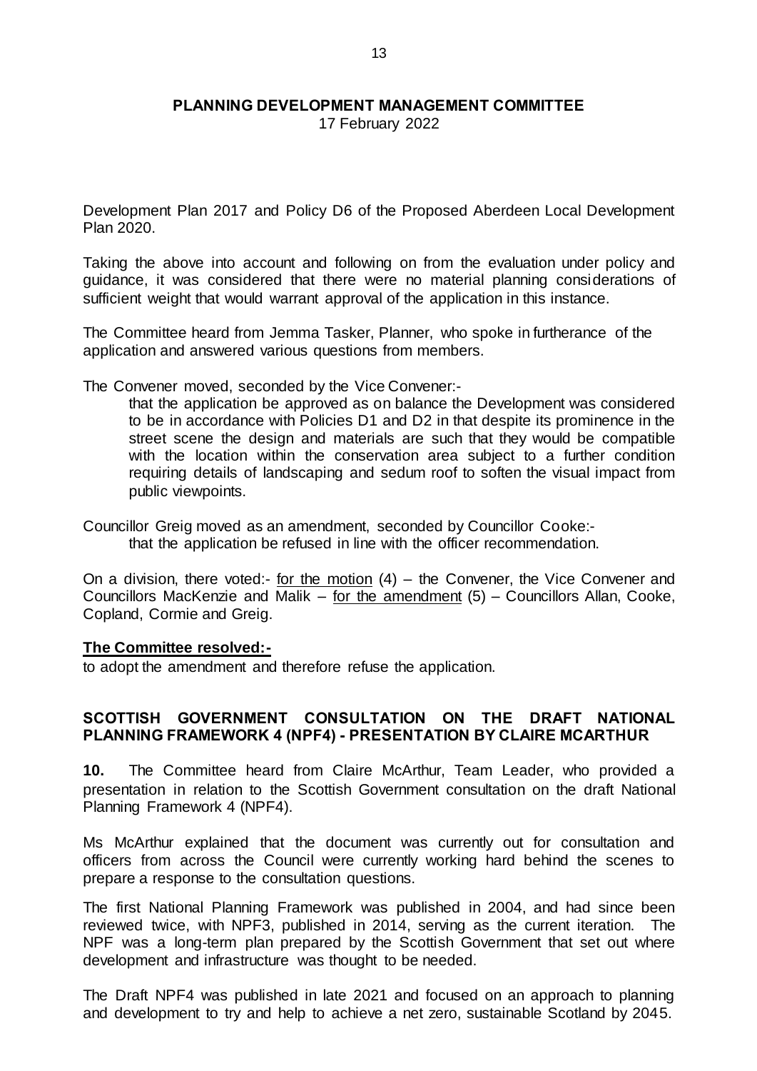Development Plan 2017 and Policy D6 of the Proposed Aberdeen Local Development Plan 2020.

Taking the above into account and following on from the evaluation under policy and guidance, it was considered that there were no material planning considerations of sufficient weight that would warrant approval of the application in this instance.

The Committee heard from Jemma Tasker, Planner, who spoke in furtherance of the application and answered various questions from members.

The Convener moved, seconded by the Vice Convener:-

> that the application be approved as on balance the Development was considered to be in accordance with Policies D1 and D2 in that despite its prominence in the street scene the design and materials are such that they would be compatible with the location within the conservation area subject to a further condition requiring details of landscaping and sedum roof to soften the visual impact from public viewpoints.

Councillor Greig moved as an amendment, seconded by Councillor Cooke:-

> that the application be refused in line with the officer recommendation.

On a division, there voted:- <u>for the motion</u> (4) – the Convener, the Vice Convener and Councillors MacKenzie and Malik – <u>for the amendment</u> (5) – Councillors Allan, Cooke, Copland, Cormie and Greig.

**<u>The Committee resolved:-</u>**

to adopt the amendment and therefore refuse the application.

## SCOTTISH GOVERNMENT CONSULTATION ON THE DRAFT NATIONAL PLANNING FRAMEWORK 4 (NPF4) - PRESENTATION BY CLAIRE MCARTHUR

**10.** The Committee heard from Claire McArthur, Team Leader, who provided a presentation in relation to the Scottish Government consultation on the draft National Planning Framework 4 (NPF4).

Ms McArthur explained that the document was currently out for consultation and officers from across the Council were currently working hard behind the scenes to prepare a response to the consultation questions.

The first National Planning Framework was published in 2004, and had since been reviewed twice, with NPF3, published in 2014, serving as the current iteration. The NPF was a long-term plan prepared by the Scottish Government that set out where development and infrastructure was thought to be needed.

The Draft NPF4 was published in late 2021 and focused on an approach to planning and development to try and help to achieve a net zero, sustainable Scotland by 2045.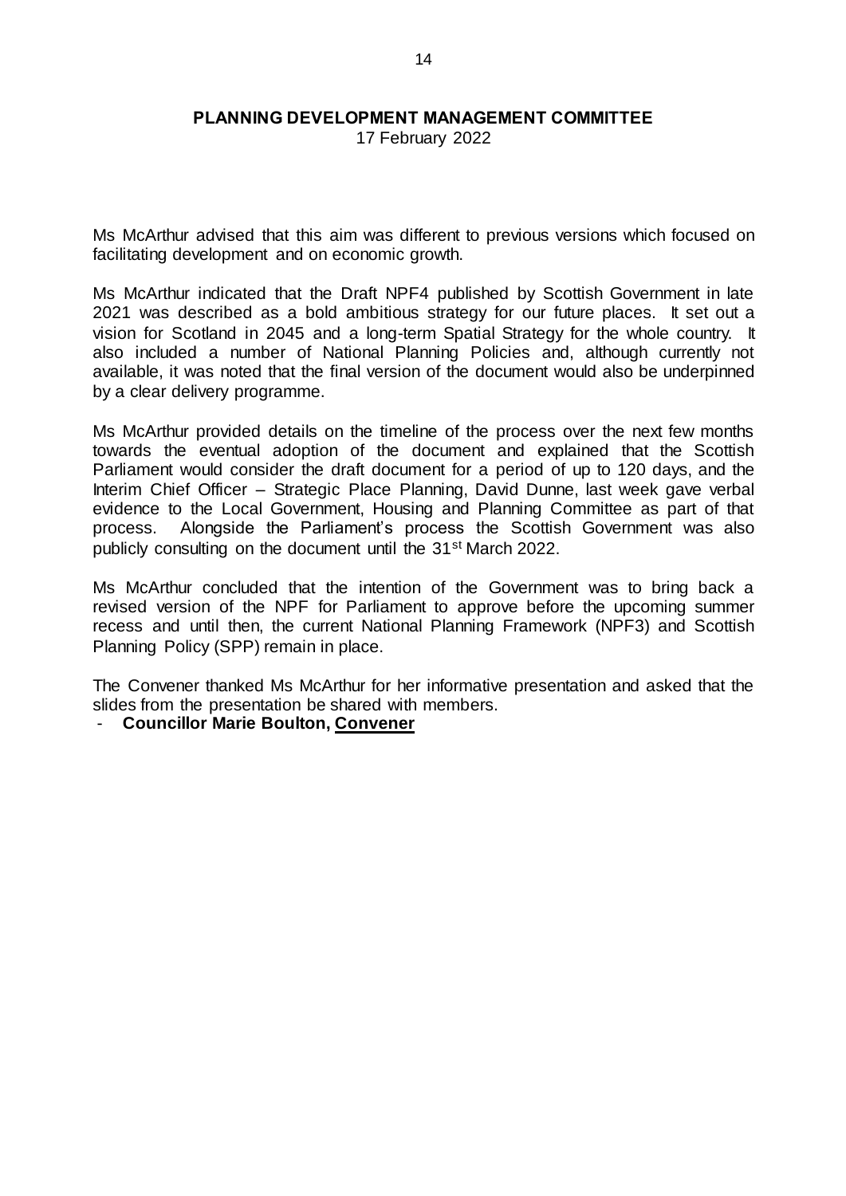Ms McArthur advised that this aim was different to previous versions which focused on facilitating development and on economic growth.

Ms McArthur indicated that the Draft NPF4 published by Scottish Government in late 2021 was described as a bold ambitious strategy for our future places. It set out a vision for Scotland in 2045 and a long-term Spatial Strategy for the whole country. It also included a number of National Planning Policies and, although currently not available, it was noted that the final version of the document would also be underpinned by a clear delivery programme.

Ms McArthur provided details on the timeline of the process over the next few months towards the eventual adoption of the document and explained that the Scottish Parliament would consider the draft document for a period of up to 120 days, and the Interim Chief Officer – Strategic Place Planning, David Dunne, last week gave verbal evidence to the Local Government, Housing and Planning Committee as part of that process. Alongside the Parliament's process the Scottish Government was also publicly consulting on the document until the 31st March 2022.

Ms McArthur concluded that the intention of the Government was to bring back a revised version of the NPF for Parliament to approve before the upcoming summer recess and until then, the current National Planning Framework (NPF3) and Scottish Planning Policy (SPP) remain in place.

The Convener thanked Ms McArthur for her informative presentation and asked that the slides from the presentation be shared with members.

- **Councillor Marie Boulton, Convener**